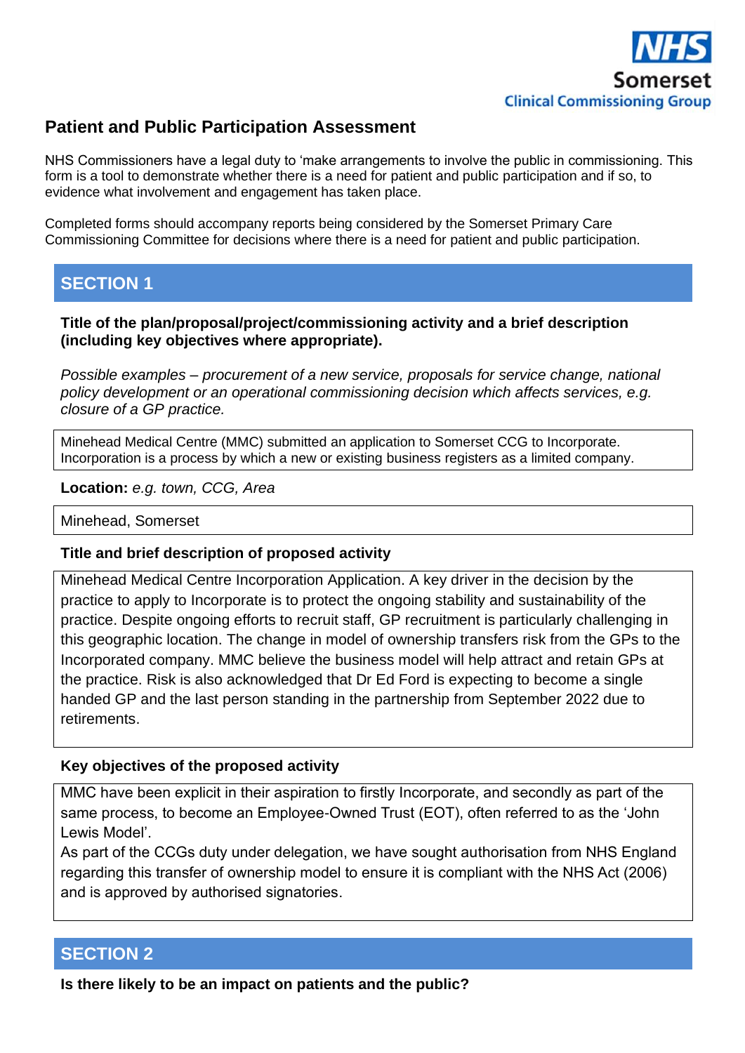NHS Somerset Clinical Commissioning Group

## Patient and Public Participation Assessment

NHS Commissioners have a legal duty to 'make arrangements to involve the public in commissioning. This form is a tool to demonstrate whether there is a need for patient and public participation and if so, to evidence what involvement and engagement has taken place.

Completed forms should accompany reports being considered by the Somerset Primary Care Commissioning Committee for decisions where there is a need for patient and public participation.

## SECTION 1

**Title of the plan/proposal/project/commissioning activity and a brief description (including key objectives where appropriate).**

*Possible examples – procurement of a new service, proposals for service change, national policy development or an operational commissioning decision which affects services, e.g. closure of a GP practice.*

Minehead Medical Centre (MMC) submitted an application to Somerset CCG to Incorporate. Incorporation is a process by which a new or existing business registers as a limited company.

**Location:** *e.g. town, CCG, Area*

Minehead, Somerset

**Title and brief description of proposed activity**

Minehead Medical Centre Incorporation Application. A key driver in the decision by the practice to apply to Incorporate is to protect the ongoing stability and sustainability of the practice. Despite ongoing efforts to recruit staff, GP recruitment is particularly challenging in this geographic location. The change in model of ownership transfers risk from the GPs to the Incorporated company. MMC believe the business model will help attract and retain GPs at the practice. Risk is also acknowledged that Dr Ed Ford is expecting to become a single handed GP and the last person standing in the partnership from September 2022 due to retirements.

**Key objectives of the proposed activity**

MMC have been explicit in their aspiration to firstly Incorporate, and secondly as part of the same process, to become an Employee-Owned Trust (EOT), often referred to as the 'John Lewis Model'.
As part of the CCGs duty under delegation, we have sought authorisation from NHS England regarding this transfer of ownership model to ensure it is compliant with the NHS Act (2006) and is approved by authorised signatories.

## SECTION 2

**Is there likely to be an impact on patients and the public?**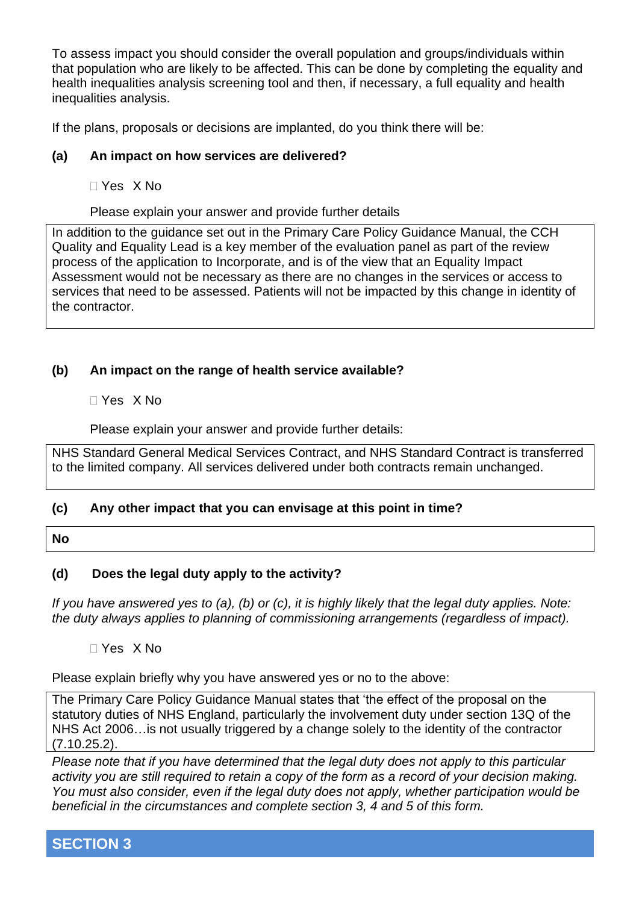To assess impact you should consider the overall population and groups/individuals within that population who are likely to be affected. This can be done by completing the equality and health inequalities analysis screening tool and then, if necessary, a full equality and health inequalities analysis.

If the plans, proposals or decisions are implanted, do you think there will be:

**(a) An impact on how services are delivered?**

☐ Yes X No

Please explain your answer and provide further details

| In addition to the guidance set out in the Primary Care Policy Guidance Manual, the CCH Quality and Equality Lead is a key member of the evaluation panel as part of the review process of the application to Incorporate, and is of the view that an Equality Impact Assessment would not be necessary as there are no changes in the services or access to services that need to be assessed. Patients will not be impacted by this change in identity of the contractor. |
|---|

**(b) An impact on the range of health service available?**

☐ Yes X No

Please explain your answer and provide further details:

| NHS Standard General Medical Services Contract, and NHS Standard Contract is transferred to the limited company. All services delivered under both contracts remain unchanged. |
|---|

**(c) Any other impact that you can envisage at this point in time?**

| **No** |
|---|

**(d) Does the legal duty apply to the activity?**

*If you have answered yes to (a), (b) or (c), it is highly likely that the legal duty applies. Note: the duty always applies to planning of commissioning arrangements (regardless of impact).*

☐ Yes X No

Please explain briefly why you have answered yes or no to the above:

| The Primary Care Policy Guidance Manual states that 'the effect of the proposal on the statutory duties of NHS England, particularly the involvement duty under section 13Q of the NHS Act 2006…is not usually triggered by a change solely to the identity of the contractor (7.10.25.2). |
|---|

*Please note that if you have determined that the legal duty does not apply to this particular activity you are still required to retain a copy of the form as a record of your decision making. You must also consider, even if the legal duty does not apply, whether participation would be beneficial in the circumstances and complete section 3, 4 and 5 of this form.*

## SECTION 3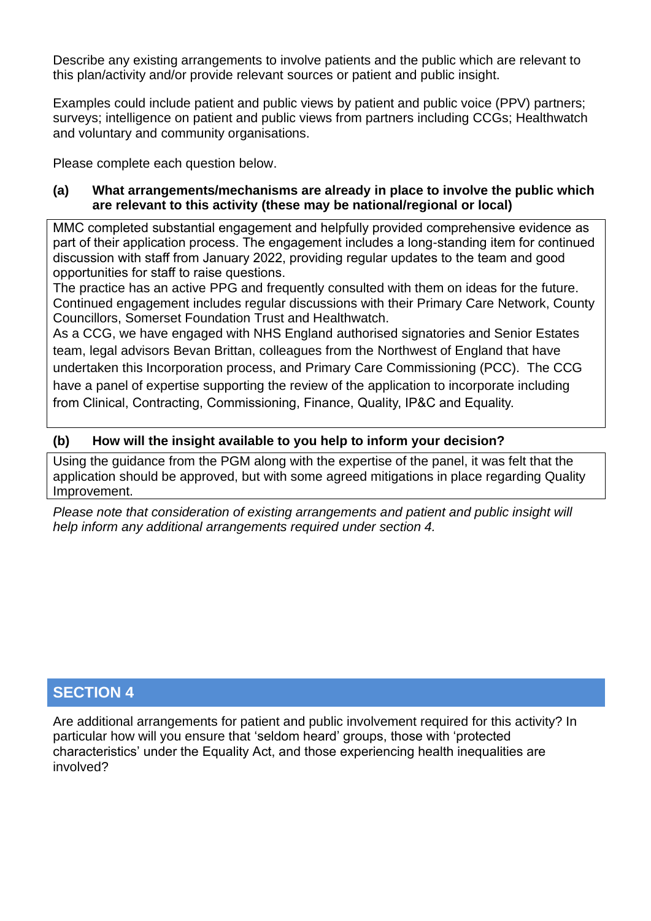Describe any existing arrangements to involve patients and the public which are relevant to this plan/activity and/or provide relevant sources or patient and public insight.

Examples could include patient and public views by patient and public voice (PPV) partners; surveys; intelligence on patient and public views from partners including CCGs; Healthwatch and voluntary and community organisations.

Please complete each question below.

**(a) What arrangements/mechanisms are already in place to involve the public which are relevant to this activity (these may be national/regional or local)**

MMC completed substantial engagement and helpfully provided comprehensive evidence as part of their application process. The engagement includes a long-standing item for continued discussion with staff from January 2022, providing regular updates to the team and good opportunities for staff to raise questions.
The practice has an active PPG and frequently consulted with them on ideas for the future. Continued engagement includes regular discussions with their Primary Care Network, County Councillors, Somerset Foundation Trust and Healthwatch.
As a CCG, we have engaged with NHS England authorised signatories and Senior Estates team, legal advisors Bevan Brittan, colleagues from the Northwest of England that have undertaken this Incorporation process, and Primary Care Commissioning (PCC). The CCG have a panel of expertise supporting the review of the application to incorporate including from Clinical, Contracting, Commissioning, Finance, Quality, IP&C and Equality.

**(b) How will the insight available to you help to inform your decision?**

Using the guidance from the PGM along with the expertise of the panel, it was felt that the application should be approved, but with some agreed mitigations in place regarding Quality Improvement.

*Please note that consideration of existing arrangements and patient and public insight will help inform any additional arrangements required under section 4.*

## SECTION 4

Are additional arrangements for patient and public involvement required for this activity? In particular how will you ensure that 'seldom heard' groups, those with 'protected characteristics' under the Equality Act, and those experiencing health inequalities are involved?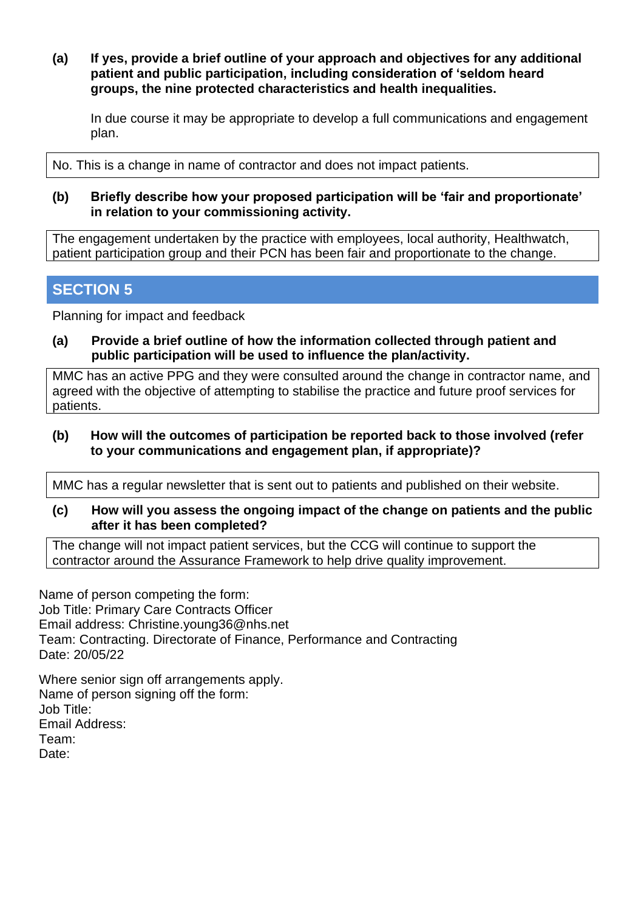**(a) If yes, provide a brief outline of your approach and objectives for any additional patient and public participation, including consideration of 'seldom heard groups, the nine protected characteristics and health inequalities.**

In due course it may be appropriate to develop a full communications and engagement plan.

No. This is a change in name of contractor and does not impact patients.

**(b) Briefly describe how your proposed participation will be 'fair and proportionate' in relation to your commissioning activity.**

The engagement undertaken by the practice with employees, local authority, Healthwatch, patient participation group and their PCN has been fair and proportionate to the change.

## SECTION 5

Planning for impact and feedback

**(a) Provide a brief outline of how the information collected through patient and public participation will be used to influence the plan/activity.**

MMC has an active PPG and they were consulted around the change in contractor name, and agreed with the objective of attempting to stabilise the practice and future proof services for patients.

**(b) How will the outcomes of participation be reported back to those involved (refer to your communications and engagement plan, if appropriate)?**

MMC has a regular newsletter that is sent out to patients and published on their website.

**(c) How will you assess the ongoing impact of the change on patients and the public after it has been completed?**

The change will not impact patient services, but the CCG will continue to support the contractor around the Assurance Framework to help drive quality improvement.

Name of person competing the form:
Job Title: Primary Care Contracts Officer
Email address: Christine.young36@nhs.net
Team: Contracting. Directorate of Finance, Performance and Contracting
Date: 20/05/22

Where senior sign off arrangements apply.
Name of person signing off the form:
Job Title:
Email Address:
Team:
Date: